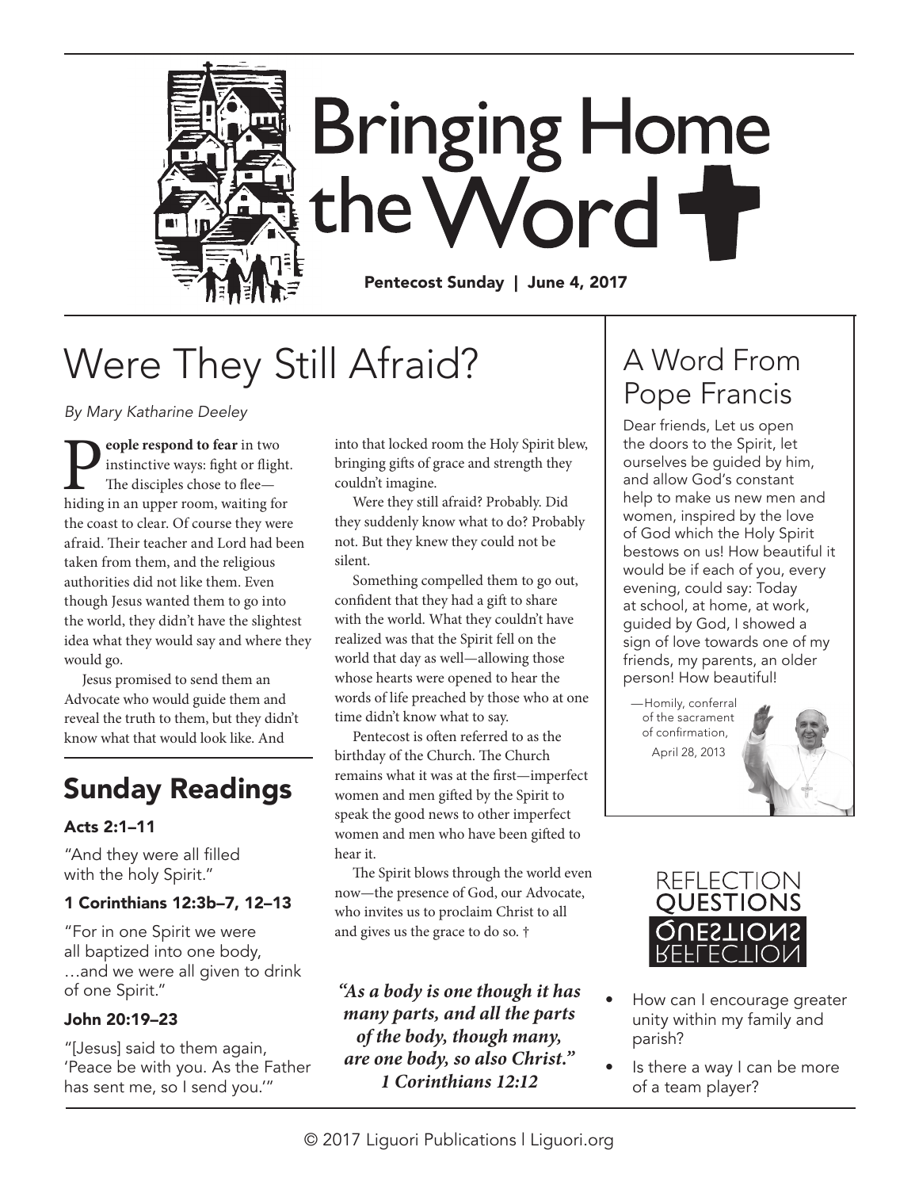# Bringing Home the Word

**Pentecost Sunday | June 4, 2017**

## Were They Still Afraid?

*By Mary Katharine Deeley*

**People respond to fear** in two instinctive ways: fight or flight. The disciples chose to flee—hiding in an upper room, waiting for the coast to clear. Of course they were afraid. Their teacher and Lord had been taken from them, and the religious authorities did not like them. Even though Jesus wanted them to go into the world, they didn't have the slightest idea what they would say and where they would go.

Jesus promised to send them an Advocate who would guide them and reveal the truth to them, but they didn't know what that would look like. And into that locked room the Holy Spirit blew, bringing gifts of grace and strength they couldn't imagine.

Were they still afraid? Probably. Did they suddenly know what to do? Probably not. But they knew they could not be silent.

Something compelled them to go out, confident that they had a gift to share with the world. What they couldn't have realized was that the Spirit fell on the world that day as well—allowing those whose hearts were opened to hear the words of life preached by those who at one time didn't know what to say.

Pentecost is often referred to as the birthday of the Church. The Church remains what it was at the first—imperfect women and men gifted by the Spirit to speak the good news to other imperfect women and men who have been gifted to hear it.

The Spirit blows through the world even now—the presence of God, our Advocate, who invites us to proclaim Christ to all and gives us the grace to do so. †

***"As a body is one though it has many parts, and all the parts of the body, though many, are one body, so also Christ." 1 Corinthians 12:12***

## Sunday Readings

### Acts 2:1–11

"And they were all filled with the holy Spirit."

### 1 Corinthians 12:3b–7, 12–13

"For in one Spirit we were all baptized into one body, …and we were all given to drink of one Spirit."

### John 20:19–23

"[Jesus] said to them again, 'Peace be with you. As the Father has sent me, so I send you.'"

## A Word From Pope Francis

Dear friends, Let us open the doors to the Spirit, let ourselves be guided by him, and allow God's constant help to make us new men and women, inspired by the love of God which the Holy Spirit bestows on us! How beautiful it would be if each of you, every evening, could say: Today at school, at home, at work, guided by God, I showed a sign of love towards one of my friends, my parents, an older person! How beautiful!

—Homily, conferral of the sacrament of confirmation, April 28, 2013

## Reflection Questions

- How can I encourage greater unity within my family and parish?
- Is there a way I can be more of a team player?

© 2017 Liguori Publications | Liguori.org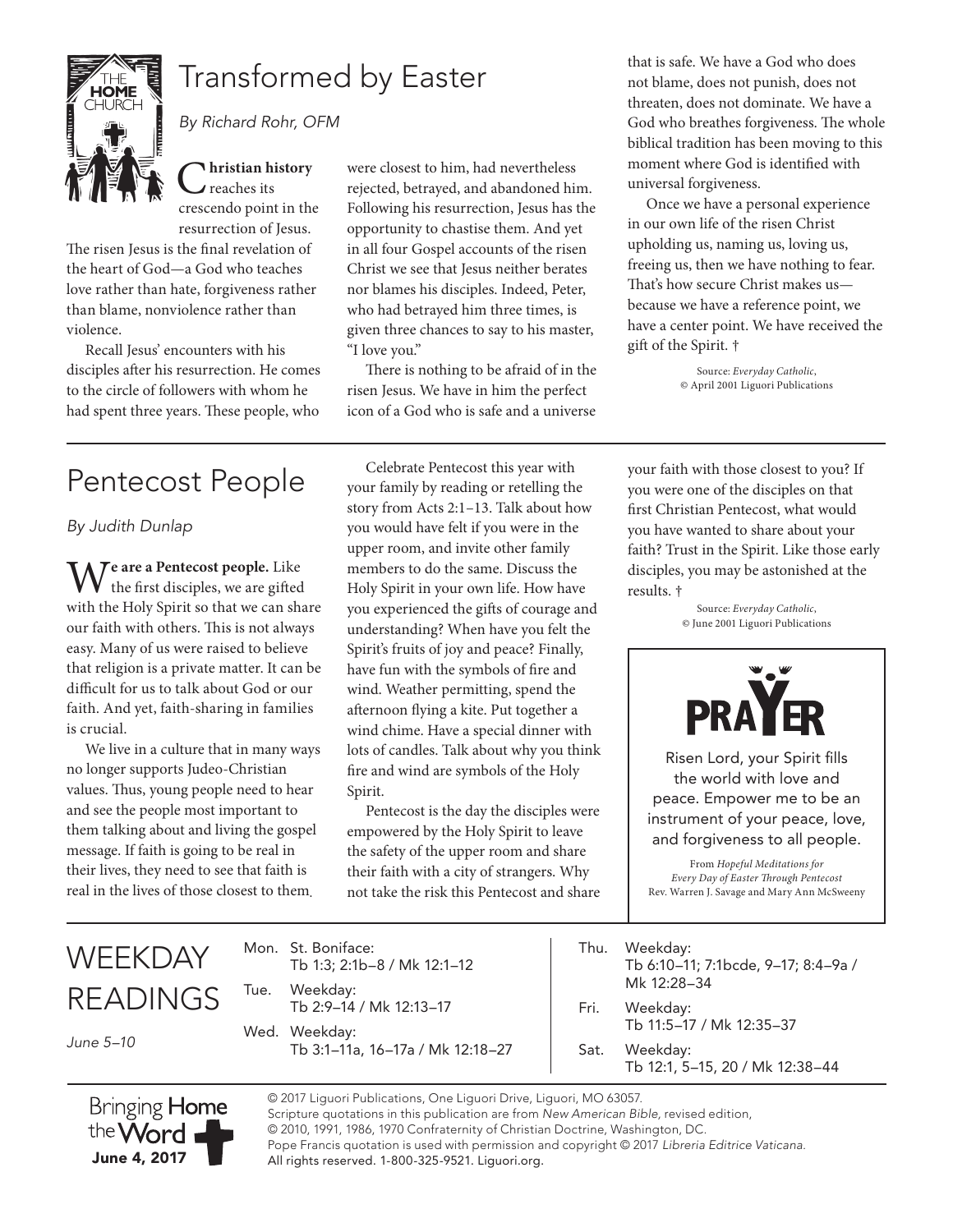# Transformed by Easter

*By Richard Rohr, OFM*

**Christian history** reaches its crescendo point in the resurrection of Jesus. The risen Jesus is the final revelation of the heart of God—a God who teaches love rather than hate, forgiveness rather than blame, nonviolence rather than violence.

Recall Jesus' encounters with his disciples after his resurrection. He comes to the circle of followers with whom he had spent three years. These people, who were closest to him, had nevertheless rejected, betrayed, and abandoned him. Following his resurrection, Jesus has the opportunity to chastise them. And yet in all four Gospel accounts of the risen Christ we see that Jesus neither berates nor blames his disciples. Indeed, Peter, who had betrayed him three times, is given three chances to say to his master, "I love you."

There is nothing to be afraid of in the risen Jesus. We have in him the perfect icon of a God who is safe and a universe that is safe. We have a God who does not blame, does not punish, does not threaten, does not dominate. We have a God who breathes forgiveness. The whole biblical tradition has been moving to this moment where God is identified with universal forgiveness.

Once we have a personal experience in our own life of the risen Christ upholding us, naming us, loving us, freeing us, then we have nothing to fear. That's how secure Christ makes us—because we have a reference point, we have a center point. We have received the gift of the Spirit. †

Source: *Everyday Catholic*, © April 2001 Liguori Publications

# Pentecost People

*By Judith Dunlap*

**We are a Pentecost people.** Like the first disciples, we are gifted with the Holy Spirit so that we can share our faith with others. This is not always easy. Many of us were raised to believe that religion is a private matter. It can be difficult for us to talk about God or our faith. And yet, faith-sharing in families is crucial.

We live in a culture that in many ways no longer supports Judeo-Christian values. Thus, young people need to hear and see the people most important to them talking about and living the gospel message. If faith is going to be real in their lives, they need to see that faith is real in the lives of those closest to them.

Celebrate Pentecost this year with your family by reading or retelling the story from Acts 2:1–13. Talk about how you would have felt if you were in the upper room, and invite other family members to do the same. Discuss the Holy Spirit in your own life. How have you experienced the gifts of courage and understanding? When have you felt the Spirit's fruits of joy and peace? Finally, have fun with the symbols of fire and wind. Weather permitting, spend the afternoon flying a kite. Put together a wind chime. Have a special dinner with lots of candles. Talk about why you think fire and wind are symbols of the Holy Spirit.

Pentecost is the day the disciples were empowered by the Holy Spirit to leave the safety of the upper room and share their faith with a city of strangers. Why not take the risk this Pentecost and share your faith with those closest to you? If you were one of the disciples on that first Christian Pentecost, what would you have wanted to share about your faith? Trust in the Spirit. Like those early disciples, you may be astonished at the results. †

Source: *Everyday Catholic*, © June 2001 Liguori Publications

## PRAYER

Risen Lord, your Spirit fills the world with love and peace. Empower me to be an instrument of your peace, love, and forgiveness to all people.

From *Hopeful Meditations for Every Day of Easter Through Pentecost*
Rev. Warren J. Savage and Mary Ann McSweeny

# WEEKDAY READINGS

*June 5–10*

- Mon. St. Boniface: Tb 1:3; 2:1b–8 / Mk 12:1–12
- Tue. Weekday: Tb 2:9–14 / Mk 12:13–17
- Wed. Weekday: Tb 3:1–11a, 16–17a / Mk 12:18–27
- Thu. Weekday: Tb 6:10–11; 7:1bcde, 9–17; 8:4–9a / Mk 12:28–34
- Fri. Weekday: Tb 11:5–17 / Mk 12:35–37
- Sat. Weekday: Tb 12:1, 5–15, 20 / Mk 12:38–44

Bringing Home the Word
June 4, 2017

© 2017 Liguori Publications, One Liguori Drive, Liguori, MO 63057.
Scripture quotations in this publication are from *New American Bible*, revised edition, © 2010, 1991, 1986, 1970 Confraternity of Christian Doctrine, Washington, DC.
Pope Francis quotation is used with permission and copyright © 2017 *Libreria Editrice Vaticana*.
All rights reserved. 1-800-325-9521. Liguori.org.